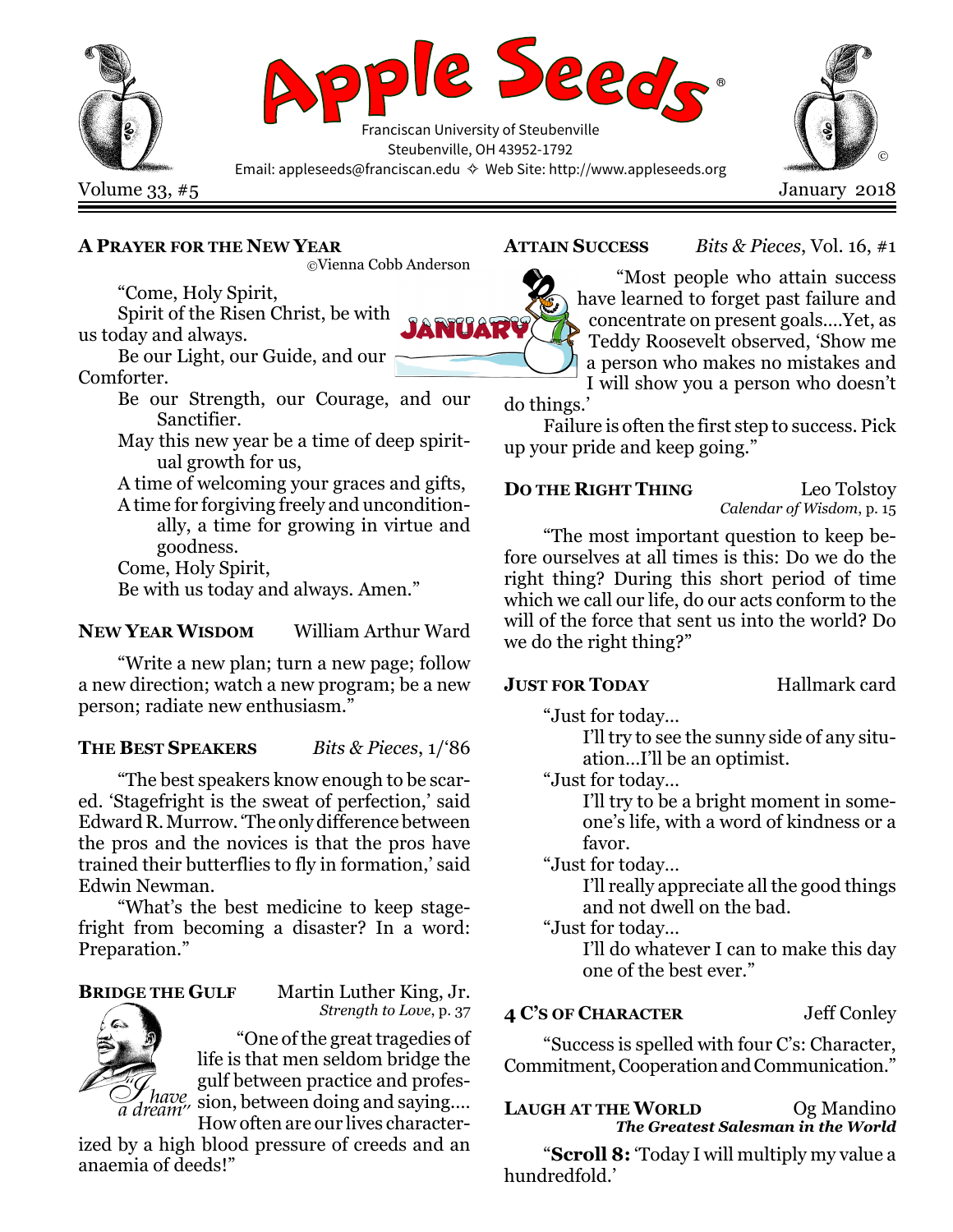# Apple Seeds®

Franciscan University of Steubenville
Steubenville, OH 43952-1792
Email: appleseeds@franciscan.edu ✧ Web Site: http://www.appleseeds.org

Volume 33, #5 — January 2018

### A Prayer for the New Year

©Vienna Cobb Anderson

"Come, Holy Spirit,
Spirit of the Risen Christ, be with us today and always.
Be our Light, our Guide, and our Comforter.
Be our Strength, our Courage, and our Sanctifier.
May this new year be a time of deep spiritual growth for us,
A time of welcoming your graces and gifts,
A time for forgiving freely and unconditionally, a time for growing in virtue and goodness.
Come, Holy Spirit,
Be with us today and always. Amen."

### New Year Wisdom — William Arthur Ward

"Write a new plan; turn a new page; follow a new direction; watch a new program; be a new person; radiate new enthusiasm."

### The Best Speakers — *Bits & Pieces*, 1/'86

"The best speakers know enough to be scared. 'Stagefright is the sweat of perfection,' said Edward R. Murrow. 'The only difference between the pros and the novices is that the pros have trained their butterflies to fly in formation,' said Edwin Newman.

"What's the best medicine to keep stagefright from becoming a disaster? In a word: Preparation."

### Bridge the Gulf — Martin Luther King, Jr.

*Strength to Love*, p. 37

"One of the great tragedies of life is that men seldom bridge the gulf between practice and profession, between doing and saying.... How often are our lives characterized by a high blood pressure of creeds and an anaemia of deeds!"

### Attain Success — *Bits & Pieces*, Vol. 16, #1

"Most people who attain success have learned to forget past failure and concentrate on present goals....Yet, as Teddy Roosevelt observed, 'Show me a person who makes no mistakes and I will show you a person who doesn't do things.'

Failure is often the first step to success. Pick up your pride and keep going."

### Do the Right Thing — Leo Tolstoy

*Calendar of Wisdom*, p. 15

"The most important question to keep before ourselves at all times is this: Do we do the right thing? During this short period of time which we call our life, do our acts conform to the will of the force that sent us into the world? Do we do the right thing?"

### Just for Today — Hallmark card

"Just for today...
I'll try to see the sunny side of any situation...I'll be an optimist.
"Just for today...
I'll try to be a bright moment in someone's life, with a word of kindness or a favor.
"Just for today...
I'll really appreciate all the good things and not dwell on the bad.
"Just for today...
I'll do whatever I can to make this day one of the best ever."

### 4 C's of Character — Jeff Conley

"Success is spelled with four C's: Character, Commitment, Cooperation and Communication."

### Laugh at the World — Og Mandino

***The Greatest Salesman in the World***

"**Scroll 8:** 'Today I will multiply my value a hundredfold.'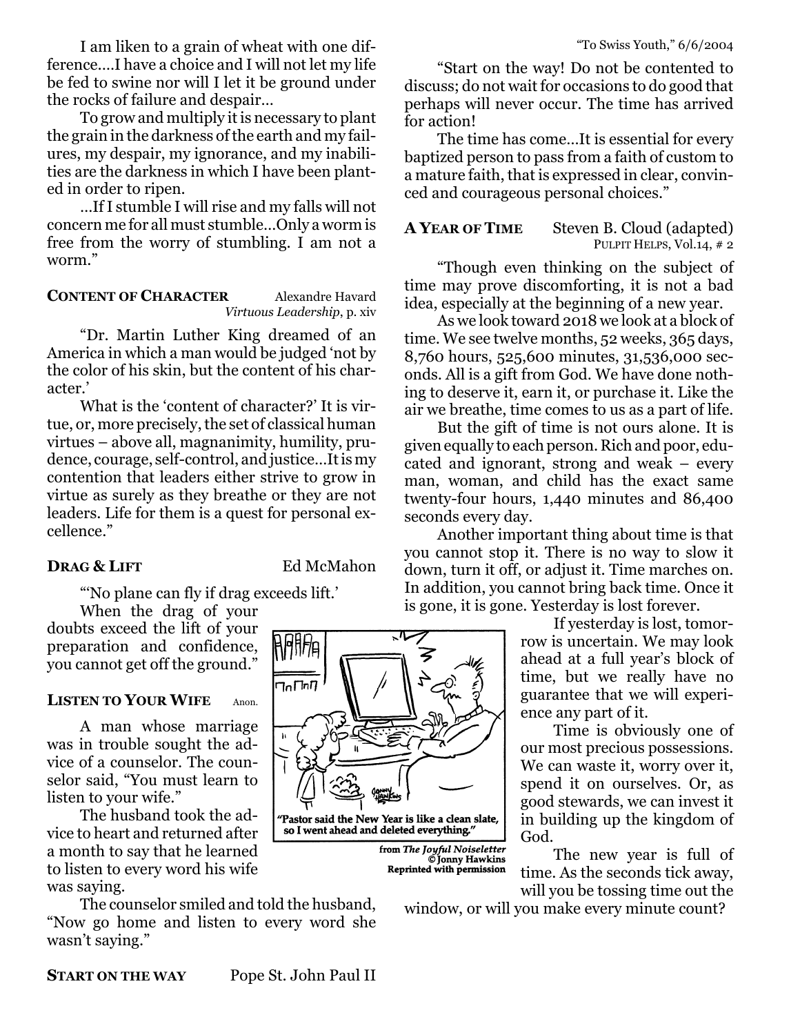I am liken to a grain of wheat with one difference....I have a choice and I will not let my life be fed to swine nor will I let it be ground under the rocks of failure and despair...

To grow and multiply it is necessary to plant the grain in the darkness of the earth and my failures, my despair, my ignorance, and my inabilities are the darkness in which I have been planted in order to ripen.

...If I stumble I will rise and my falls will not concern me for all must stumble...Only a worm is free from the worry of stumbling. I am not a worm."

**CONTENT OF CHARACTER** Alexandre Havard
*Virtuous Leadership*, p. xiv

"Dr. Martin Luther King dreamed of an America in which a man would be judged 'not by the color of his skin, but the content of his character.'

What is the 'content of character?' It is virtue, or, more precisely, the set of classical human virtues – above all, magnanimity, humility, prudence, courage, self-control, and justice...It is my contention that leaders either strive to grow in virtue as surely as they breathe or they are not leaders. Life for them is a quest for personal excellence."

**DRAG & LIFT** Ed McMahon

"'No plane can fly if drag exceeds lift.'

When the drag of your doubts exceed the lift of your preparation and confidence, you cannot get off the ground."

**LISTEN TO YOUR WIFE** Anon.

A man whose marriage was in trouble sought the advice of a counselor. The counselor said, "You must learn to listen to your wife."

The husband took the advice to heart and returned after a month to say that he learned to listen to every word his wife was saying.

The counselor smiled and told the husband, "Now go home and listen to every word she wasn't saying."

"Pastor said the New Year is like a clean slate, so I went ahead and deleted everything."

from *The Joyful Noiseletter* © Jonny Hawkins Reprinted with permission

**START ON THE WAY** Pope St. John Paul II
"To Swiss Youth," 6/6/2004

"Start on the way! Do not be contented to discuss; do not wait for occasions to do good that perhaps will never occur. The time has arrived for action!

The time has come...It is essential for every baptized person to pass from a faith of custom to a mature faith, that is expressed in clear, convinced and courageous personal choices."

**A YEAR OF TIME** Steven B. Cloud (adapted)
PULPIT HELPS, Vol.14, # 2

"Though even thinking on the subject of time may prove discomforting, it is not a bad idea, especially at the beginning of a new year.

As we look toward 2018 we look at a block of time. We see twelve months, 52 weeks, 365 days, 8,760 hours, 525,600 minutes, 31,536,000 seconds. All is a gift from God. We have done nothing to deserve it, earn it, or purchase it. Like the air we breathe, time comes to us as a part of life.

But the gift of time is not ours alone. It is given equally to each person. Rich and poor, educated and ignorant, strong and weak – every man, woman, and child has the exact same twenty-four hours, 1,440 minutes and 86,400 seconds every day.

Another important thing about time is that you cannot stop it. There is no way to slow it down, turn it off, or adjust it. Time marches on. In addition, you cannot bring back time. Once it is gone, it is gone. Yesterday is lost forever.

If yesterday is lost, tomorrow is uncertain. We may look ahead at a full year's block of time, but we really have no guarantee that we will experience any part of it.

Time is obviously one of our most precious possessions. We can waste it, worry over it, spend it on ourselves. Or, as good stewards, we can invest it in building up the kingdom of God.

The new year is full of time. As the seconds tick away, will you be tossing time out the window, or will you make every minute count?